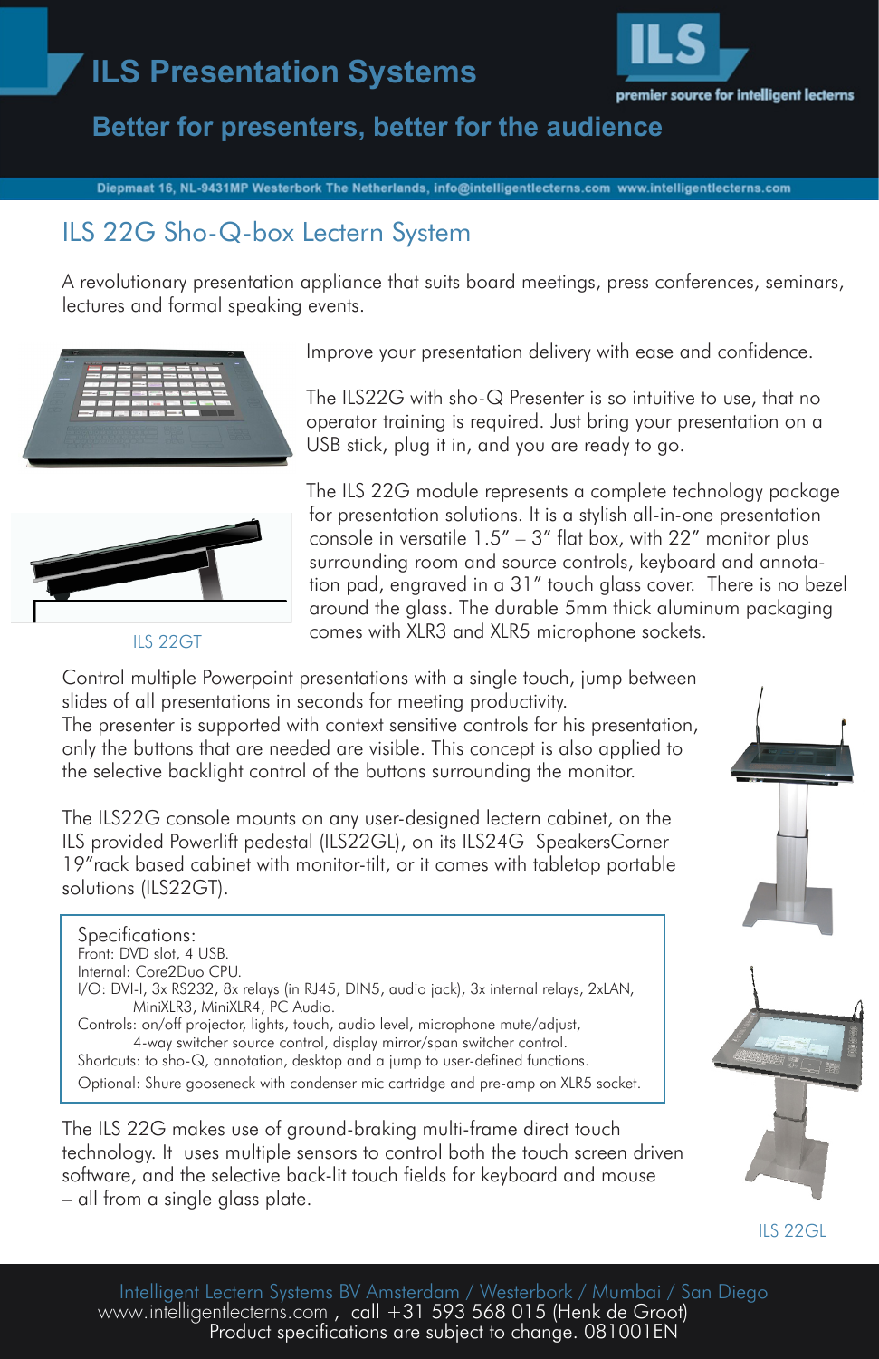# ILS Presentation Systems

premier source for intelligent lecterns

## Better for presenters, better for the audience

Diepmaat 16, NL-9431MP Westerbork The Netherlands, info@intelligentlecterns.com www.intelligentlecterns.com

## ILS 22G Sho-Q-box Lectern System

A revolutionary presentation appliance that suits board meetings, press conferences, seminars, lectures and formal speaking events.

Improve your presentation delivery with ease and confidence.

The ILS22G with sho-Q Presenter is so intuitive to use, that no operator training is required. Just bring your presentation on a USB stick, plug it in, and you are ready to go.

The ILS 22G module represents a complete technology package for presentation solutions. It is a stylish all-in-one presentation console in versatile 1.5" – 3" flat box, with 22" monitor plus surrounding room and source controls, keyboard and annotation pad, engraved in a 31" touch glass cover. There is no bezel around the glass. The durable 5mm thick aluminum packaging comes with XLR3 and XLR5 microphone sockets.

ILS 22GT

Control multiple Powerpoint presentations with a single touch, jump between slides of all presentations in seconds for meeting productivity.
The presenter is supported with context sensitive controls for his presentation, only the buttons that are needed are visible. This concept is also applied to the selective backlight control of the buttons surrounding the monitor.

The ILS22G console mounts on any user-designed lectern cabinet, on the ILS provided Powerlift pedestal (ILS22GL), on its ILS24G SpeakersCorner 19"rack based cabinet with monitor-tilt, or it comes with tabletop portable solutions (ILS22GT).

Specifications:
Front: DVD slot, 4 USB.
Internal: Core2Duo CPU.
I/O: DVI-I, 3x RS232, 8x relays (in RJ45, DIN5, audio jack), 3x internal relays, 2xLAN, MiniXLR3, MiniXLR4, PC Audio.
Controls: on/off projector, lights, touch, audio level, microphone mute/adjust, 4-way switcher source control, display mirror/span switcher control.
Shortcuts: to sho-Q, annotation, desktop and a jump to user-defined functions.
Optional: Shure gooseneck with condenser mic cartridge and pre-amp on XLR5 socket.

The ILS 22G makes use of ground-braking multi-frame direct touch technology. It uses multiple sensors to control both the touch screen driven software, and the selective back-lit touch fields for keyboard and mouse – all from a single glass plate.

ILS 22GL

Intelligent Lectern Systems BV Amsterdam / Westerbork / Mumbai / San Diego
www.intelligentlecterns.com , call +31 593 568 015 (Henk de Groot)
Product specifications are subject to change. 081001EN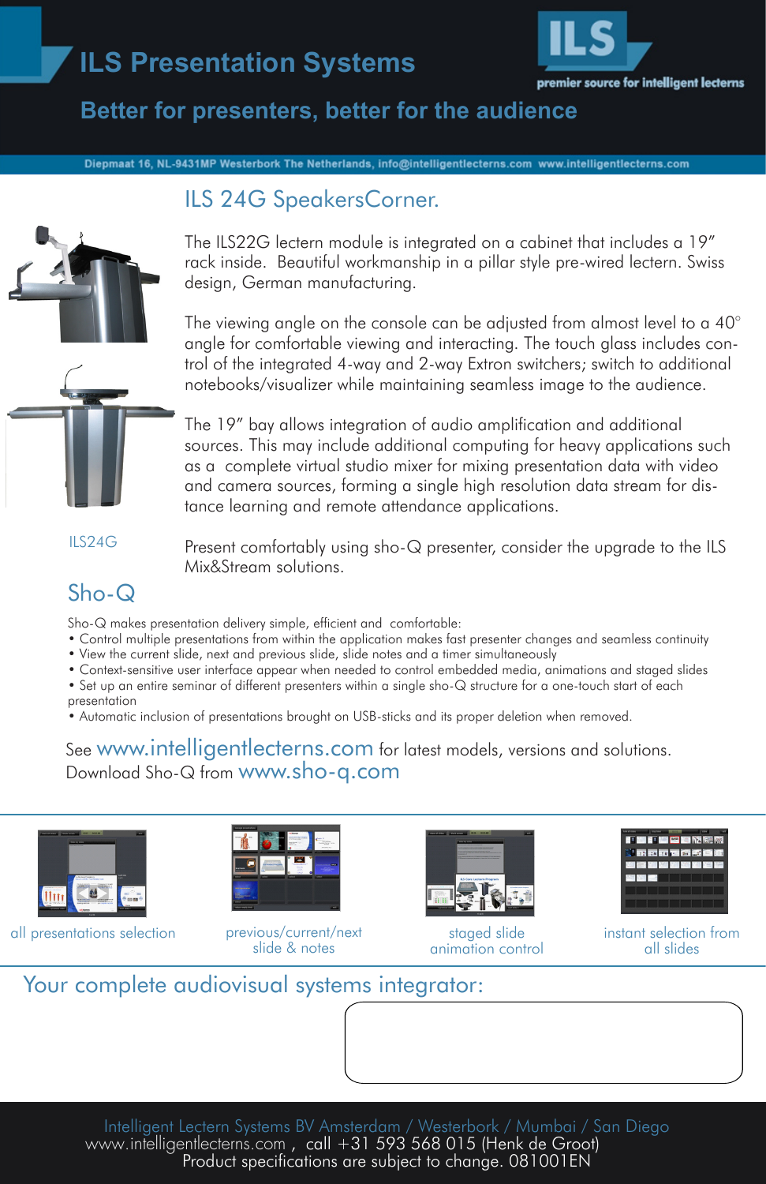# ILS Presentation Systems

premier source for intelligent lecterns

## Better for presenters, better for the audience

Diepmaat 16, NL-9431MP Westerbork The Netherlands, info@intelligentlecterns.com www.intelligentlecterns.com

## ILS 24G SpeakersCorner.

The ILS22G lectern module is integrated on a cabinet that includes a 19" rack inside. Beautiful workmanship in a pillar style pre-wired lectern. Swiss design, German manufacturing.

The viewing angle on the console can be adjusted from almost level to a 40° angle for comfortable viewing and interacting. The touch glass includes control of the integrated 4-way and 2-way Extron switchers; switch to additional notebooks/visualizer while maintaining seamless image to the audience.

The 19" bay allows integration of audio amplification and additional sources. This may include additional computing for heavy applications such as a complete virtual studio mixer for mixing presentation data with video and camera sources, forming a single high resolution data stream for distance learning and remote attendance applications.

ILS24G

Present comfortably using sho-Q presenter, consider the upgrade to the ILS Mix&Stream solutions.

## Sho-Q

Sho-Q makes presentation delivery simple, efficient and comfortable:

- Control multiple presentations from within the application makes fast presenter changes and seamless continuity
- View the current slide, next and previous slide, slide notes and a timer simultaneously
- Context-sensitive user interface appear when needed to control embedded media, animations and staged slides
- Set up an entire seminar of different presenters within a single sho-Q structure for a one-touch start of each presentation
- Automatic inclusion of presentations brought on USB-sticks and its proper deletion when removed.

See www.intelligentlecterns.com for latest models, versions and solutions.
Download Sho-Q from www.sho-q.com

all presentations selection

previous/current/next slide & notes

staged slide animation control

instant selection from all slides

## Your complete audiovisual systems integrator:

Intelligent Lectern Systems BV Amsterdam / Westerbork / Mumbai / San Diego
www.intelligentlecterns.com , call +31 593 568 015 (Henk de Groot)
Product specifications are subject to change. 081001EN